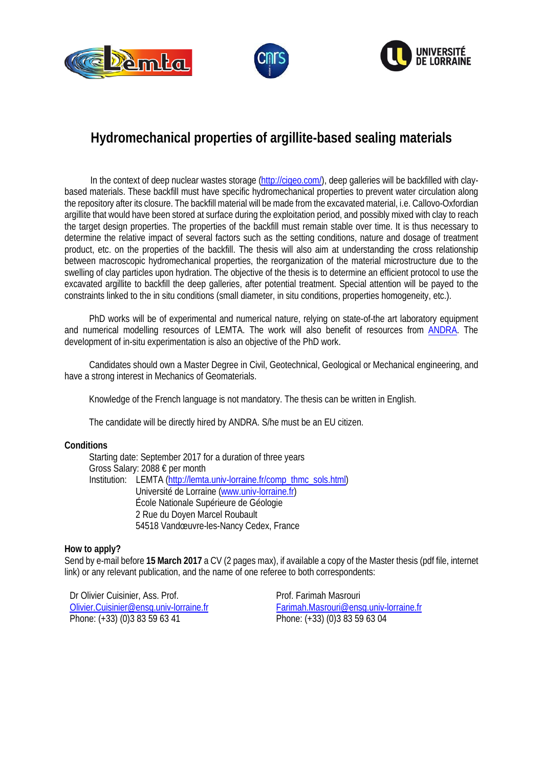# Hydromechanical properties of argillite-based sealing materials

In the context of deep nuclear wastes storage (http://cigeo.com/), deep galleries will be backfilled with clay-based materials. These backfill must have specific hydromechanical properties to prevent water circulation along the repository after its closure. The backfill material will be made from the excavated material, i.e. Callovo-Oxfordian argillite that would have been stored at surface during the exploitation period, and possibly mixed with clay to reach the target design properties. The properties of the backfill must remain stable over time. It is thus necessary to determine the relative impact of several factors such as the setting conditions, nature and dosage of treatment product, etc. on the properties of the backfill. The thesis will also aim at understanding the cross relationship between macroscopic hydromechanical properties, the reorganization of the material microstructure due to the swelling of clay particles upon hydration. The objective of the thesis is to determine an efficient protocol to use the excavated argillite to backfill the deep galleries, after potential treatment. Special attention will be payed to the constraints linked to the in situ conditions (small diameter, in situ conditions, properties homogeneity, etc.).

PhD works will be of experimental and numerical nature, relying on state-of-the art laboratory equipment and numerical modelling resources of LEMTA. The work will also benefit of resources from ANDRA. The development of in-situ experimentation is also an objective of the PhD work.

Candidates should own a Master Degree in Civil, Geotechnical, Geological or Mechanical engineering, and have a strong interest in Mechanics of Geomaterials.

Knowledge of the French language is not mandatory. The thesis can be written in English.

The candidate will be directly hired by ANDRA. S/he must be an EU citizen.

**Conditions**

Starting date: September 2017 for a duration of three years
Gross Salary: 2088 € per month
Institution: LEMTA (http://lemta.univ-lorraine.fr/comp_thmc_sols.html)
Université de Lorraine (www.univ-lorraine.fr)
École Nationale Supérieure de Géologie
2 Rue du Doyen Marcel Roubault
54518 Vandœuvre-les-Nancy Cedex, France

**How to apply?**

Send by e-mail before **15 March 2017** a CV (2 pages max), if available a copy of the Master thesis (pdf file, internet link) or any relevant publication, and the name of one referee to both correspondents:

Dr Olivier Cuisinier, Ass. Prof.
Olivier.Cuisinier@ensg.univ-lorraine.fr
Phone: (+33) (0)3 83 59 63 41

Prof. Farimah Masrouri
Farimah.Masrouri@ensg.univ-lorraine.fr
Phone: (+33) (0)3 83 59 63 04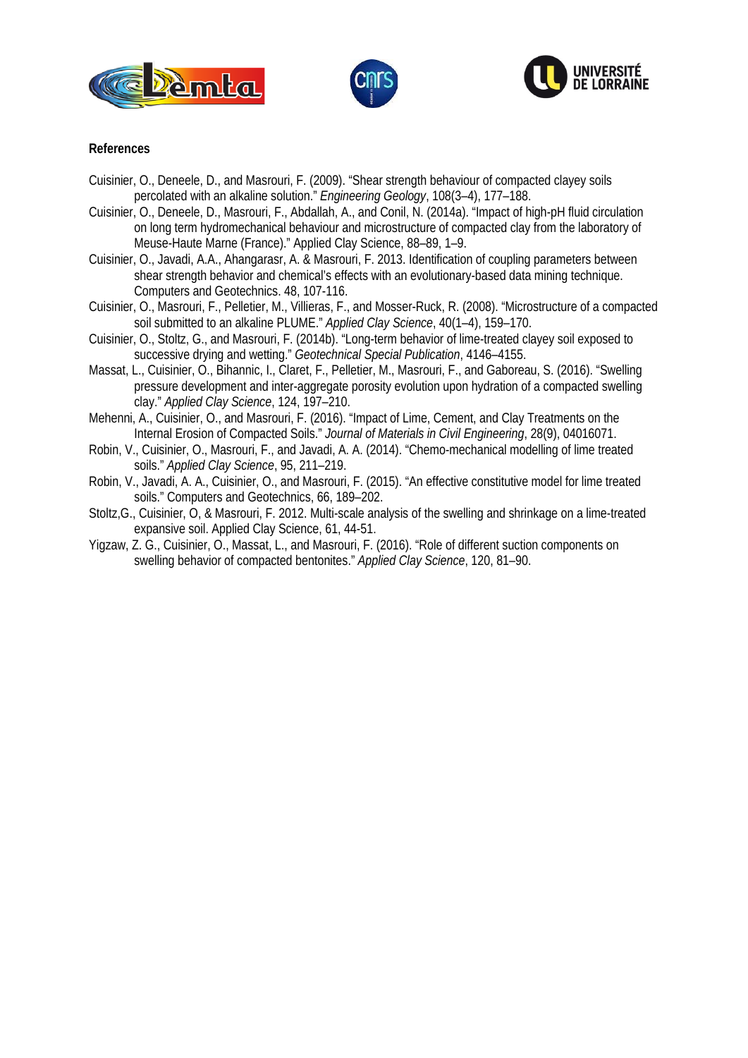**References**

Cuisinier, O., Deneele, D., and Masrouri, F. (2009). "Shear strength behaviour of compacted clayey soils percolated with an alkaline solution." *Engineering Geology*, 108(3–4), 177–188.

Cuisinier, O., Deneele, D., Masrouri, F., Abdallah, A., and Conil, N. (2014a). "Impact of high-pH fluid circulation on long term hydromechanical behaviour and microstructure of compacted clay from the laboratory of Meuse-Haute Marne (France)." Applied Clay Science, 88–89, 1–9.

Cuisinier, O., Javadi, A.A., Ahangarasr, A. & Masrouri, F. 2013. Identification of coupling parameters between shear strength behavior and chemical's effects with an evolutionary-based data mining technique. Computers and Geotechnics. 48, 107-116.

Cuisinier, O., Masrouri, F., Pelletier, M., Villieras, F., and Mosser-Ruck, R. (2008). "Microstructure of a compacted soil submitted to an alkaline PLUME." *Applied Clay Science*, 40(1–4), 159–170.

Cuisinier, O., Stoltz, G., and Masrouri, F. (2014b). "Long-term behavior of lime-treated clayey soil exposed to successive drying and wetting." *Geotechnical Special Publication*, 4146–4155.

Massat, L., Cuisinier, O., Bihannic, I., Claret, F., Pelletier, M., Masrouri, F., and Gaboreau, S. (2016). "Swelling pressure development and inter-aggregate porosity evolution upon hydration of a compacted swelling clay." *Applied Clay Science*, 124, 197–210.

Mehenni, A., Cuisinier, O., and Masrouri, F. (2016). "Impact of Lime, Cement, and Clay Treatments on the Internal Erosion of Compacted Soils." *Journal of Materials in Civil Engineering*, 28(9), 04016071.

Robin, V., Cuisinier, O., Masrouri, F., and Javadi, A. A. (2014). "Chemo-mechanical modelling of lime treated soils." *Applied Clay Science*, 95, 211–219.

Robin, V., Javadi, A. A., Cuisinier, O., and Masrouri, F. (2015). "An effective constitutive model for lime treated soils." Computers and Geotechnics, 66, 189–202.

Stoltz,G., Cuisinier, O, & Masrouri, F. 2012. Multi-scale analysis of the swelling and shrinkage on a lime-treated expansive soil. Applied Clay Science, 61, 44-51.

Yigzaw, Z. G., Cuisinier, O., Massat, L., and Masrouri, F. (2016). "Role of different suction components on swelling behavior of compacted bentonites." *Applied Clay Science*, 120, 81–90.